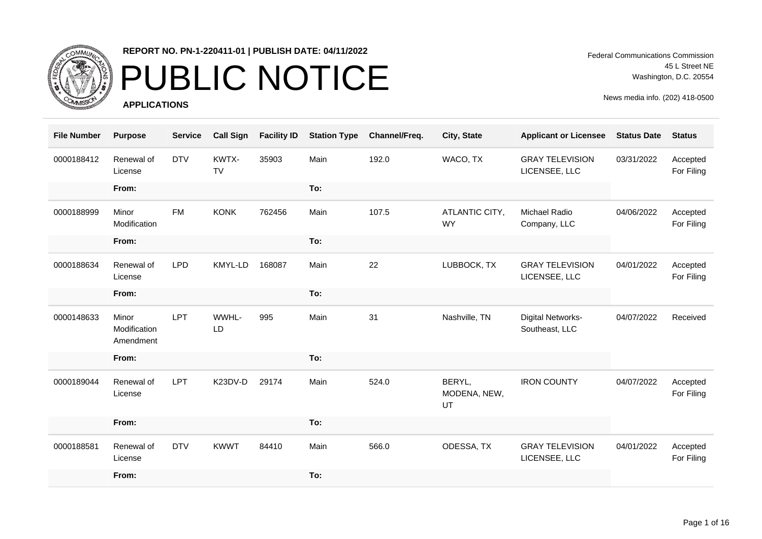**REPORT NO. PN-1-220411-01 | PUBLISH DATE: 04/11/2022**

# PUBLIC NOTICE

**APPLICATIONS**

Federal Communications Commission
45 L Street NE
Washington, D.C. 20554

News media info. (202) 418-0500

| File Number | Purpose | Service | Call Sign | Facility ID | Station Type | Channel/Freq. | City, State | Applicant or Licensee | Status Date | Status |
|---|---|---|---|---|---|---|---|---|---|---|
| 0000188412 | Renewal of License | DTV | KWTX-TV | 35903 | Main | 192.0 | WACO, TX | GRAY TELEVISION LICENSEE, LLC | 03/31/2022 | Accepted For Filing |
| | **From:** | | | | **To:** | | | | | |
| 0000188999 | Minor Modification | FM | KONK | 762456 | Main | 107.5 | ATLANTIC CITY, WY | Michael Radio Company, LLC | 04/06/2022 | Accepted For Filing |
| | **From:** | | | | **To:** | | | | | |
| 0000188634 | Renewal of License | LPD | KMYL-LD | 168087 | Main | 22 | LUBBOCK, TX | GRAY TELEVISION LICENSEE, LLC | 04/01/2022 | Accepted For Filing |
| | **From:** | | | | **To:** | | | | | |
| 0000148633 | Minor Modification Amendment | LPT | WWHL-LD | 995 | Main | 31 | Nashville, TN | Digital Networks-Southeast, LLC | 04/07/2022 | Received |
| | **From:** | | | | **To:** | | | | | |
| 0000189044 | Renewal of License | LPT | K23DV-D | 29174 | Main | 524.0 | BERYL, MODENA, NEW, UT | IRON COUNTY | 04/07/2022 | Accepted For Filing |
| | **From:** | | | | **To:** | | | | | |
| 0000188581 | Renewal of License | DTV | KWWT | 84410 | Main | 566.0 | ODESSA, TX | GRAY TELEVISION LICENSEE, LLC | 04/01/2022 | Accepted For Filing |
| | **From:** | | | | **To:** | | | | | |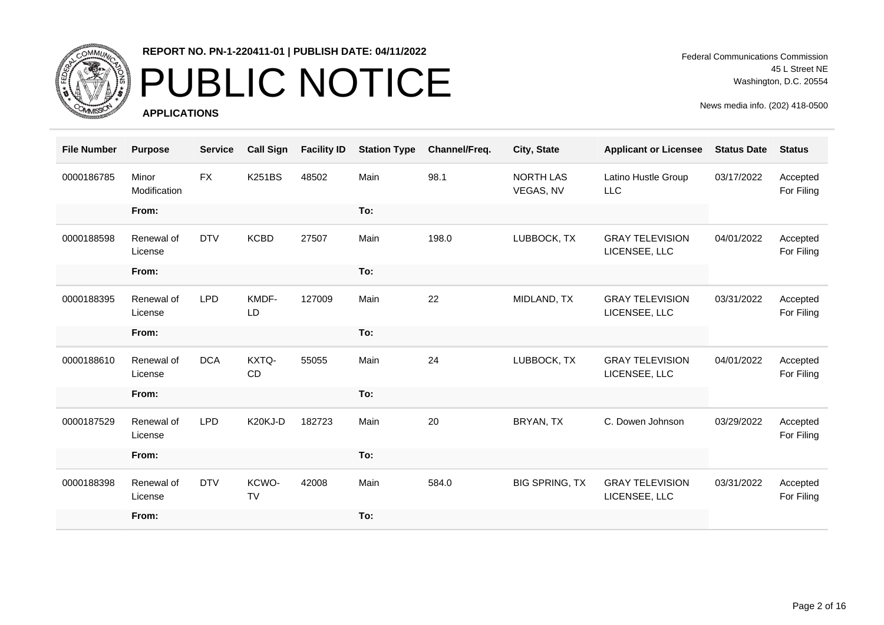**REPORT NO. PN-1-220411-01 | PUBLISH DATE: 04/11/2022**

# PUBLIC NOTICE

**APPLICATIONS**

Federal Communications Commission
45 L Street NE
Washington, D.C. 20554

News media info. (202) 418-0500

| File Number | Purpose | Service | Call Sign | Facility ID | Station Type | Channel/Freq. | City, State | Applicant or Licensee | Status Date | Status |
|---|---|---|---|---|---|---|---|---|---|---|
| 0000186785 | Minor Modification | FX | K251BS | 48502 | Main | 98.1 | NORTH LAS VEGAS, NV | Latino Hustle Group LLC | 03/17/2022 | Accepted For Filing |
| | **From:** | | | | **To:** | | | | | |
| 0000188598 | Renewal of License | DTV | KCBD | 27507 | Main | 198.0 | LUBBOCK, TX | GRAY TELEVISION LICENSEE, LLC | 04/01/2022 | Accepted For Filing |
| | **From:** | | | | **To:** | | | | | |
| 0000188395 | Renewal of License | LPD | KMDF-LD | 127009 | Main | 22 | MIDLAND, TX | GRAY TELEVISION LICENSEE, LLC | 03/31/2022 | Accepted For Filing |
| | **From:** | | | | **To:** | | | | | |
| 0000188610 | Renewal of License | DCA | KXTQ-CD | 55055 | Main | 24 | LUBBOCK, TX | GRAY TELEVISION LICENSEE, LLC | 04/01/2022 | Accepted For Filing |
| | **From:** | | | | **To:** | | | | | |
| 0000187529 | Renewal of License | LPD | K20KJ-D | 182723 | Main | 20 | BRYAN, TX | C. Dowen Johnson | 03/29/2022 | Accepted For Filing |
| | **From:** | | | | **To:** | | | | | |
| 0000188398 | Renewal of License | DTV | KCWO-TV | 42008 | Main | 584.0 | BIG SPRING, TX | GRAY TELEVISION LICENSEE, LLC | 03/31/2022 | Accepted For Filing |
| | **From:** | | | | **To:** | | | | | |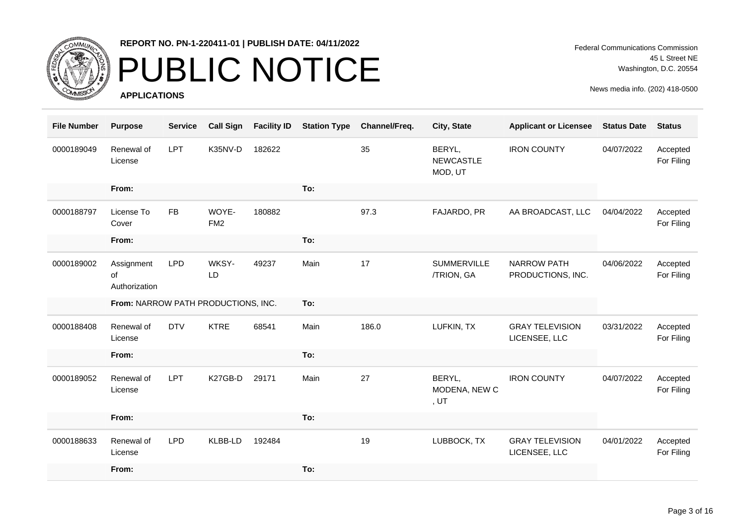**REPORT NO. PN-1-220411-01 | PUBLISH DATE: 04/11/2022**

# PUBLIC NOTICE

**APPLICATIONS**

Federal Communications Commission
45 L Street NE
Washington, D.C. 20554

News media info. (202) 418-0500

| File Number | Purpose | Service | Call Sign | Facility ID | Station Type | Channel/Freq. | City, State | Applicant or Licensee | Status Date | Status |
|---|---|---|---|---|---|---|---|---|---|---|
| 0000189049 | Renewal of License | LPT | K35NV-D | 182622 | | 35 | BERYL, NEWCASTLE MOD, UT | IRON COUNTY | 04/07/2022 | Accepted For Filing |
| | **From:** | | | | **To:** | | | | | |
| 0000188797 | License To Cover | FB | WOYE-FM2 | 180882 | | 97.3 | FAJARDO, PR | AA BROADCAST, LLC | 04/04/2022 | Accepted For Filing |
| | **From:** | | | | **To:** | | | | | |
| 0000189002 | Assignment of Authorization | LPD | WKSY-LD | 49237 | Main | 17 | SUMMERVILLE /TRION, GA | NARROW PATH PRODUCTIONS, INC. | 04/06/2022 | Accepted For Filing |
| | **From:** NARROW PATH PRODUCTIONS, INC. | | | | **To:** | | | | | |
| 0000188408 | Renewal of License | DTV | KTRE | 68541 | Main | 186.0 | LUFKIN, TX | GRAY TELEVISION LICENSEE, LLC | 03/31/2022 | Accepted For Filing |
| | **From:** | | | | **To:** | | | | | |
| 0000189052 | Renewal of License | LPT | K27GB-D | 29171 | Main | 27 | BERYL, MODENA, NEW C , UT | IRON COUNTY | 04/07/2022 | Accepted For Filing |
| | **From:** | | | | **To:** | | | | | |
| 0000188633 | Renewal of License | LPD | KLBB-LD | 192484 | | 19 | LUBBOCK, TX | GRAY TELEVISION LICENSEE, LLC | 04/01/2022 | Accepted For Filing |
| | **From:** | | | | **To:** | | | | | |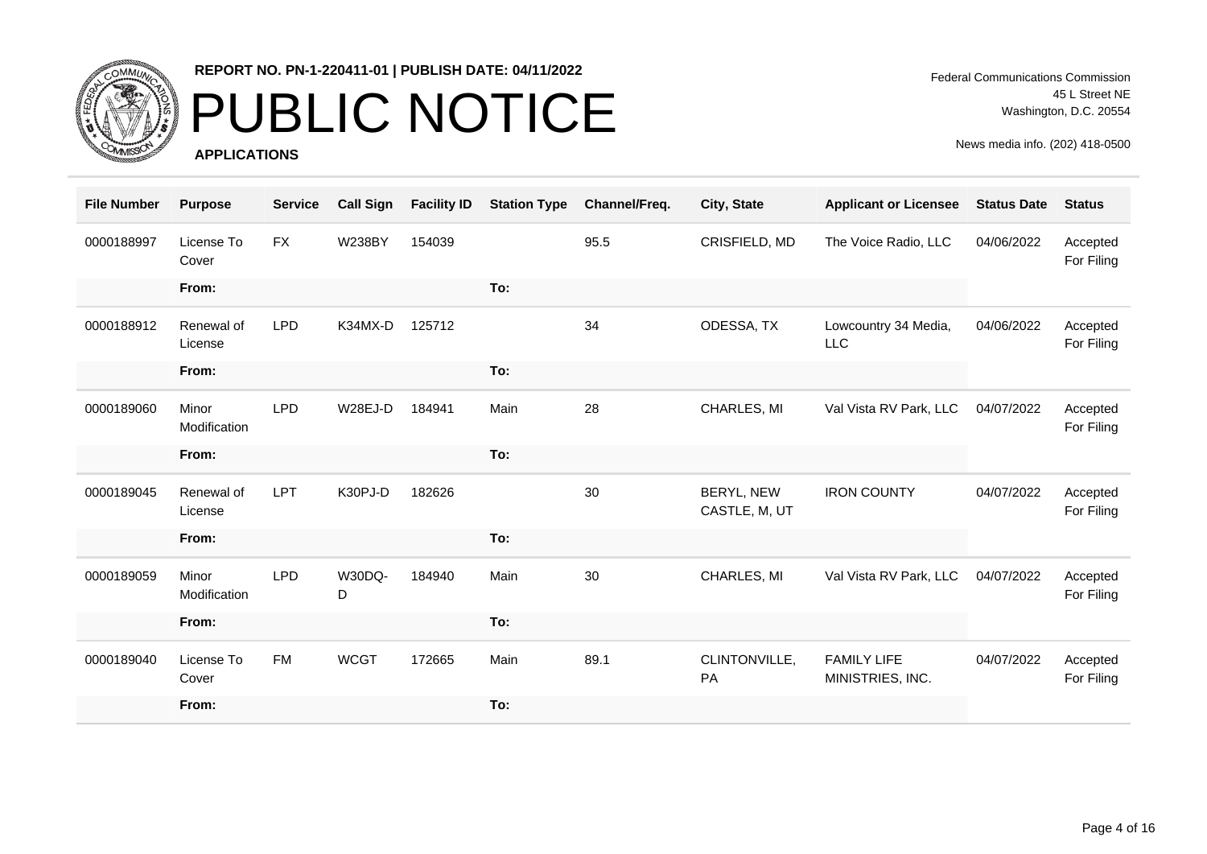REPORT NO. PN-1-220411-01 | PUBLISH DATE: 04/11/2022

# PUBLIC NOTICE

**APPLICATIONS**

Federal Communications Commission
45 L Street NE
Washington, D.C. 20554

News media info. (202) 418-0500

| File Number | Purpose | Service | Call Sign | Facility ID | Station Type | Channel/Freq. | City, State | Applicant or Licensee | Status Date | Status |
|---|---|---|---|---|---|---|---|---|---|---|
| 0000188997 | License To Cover | FX | W238BY | 154039 | | 95.5 | CRISFIELD, MD | The Voice Radio, LLC | 04/06/2022 | Accepted For Filing |
| | From: | | | | To: | | | | | |
| 0000188912 | Renewal of License | LPD | K34MX-D | 125712 | | 34 | ODESSA, TX | Lowcountry 34 Media, LLC | 04/06/2022 | Accepted For Filing |
| | From: | | | | To: | | | | | |
| 0000189060 | Minor Modification | LPD | W28EJ-D | 184941 | Main | 28 | CHARLES, MI | Val Vista RV Park, LLC | 04/07/2022 | Accepted For Filing |
| | From: | | | | To: | | | | | |
| 0000189045 | Renewal of License | LPT | K30PJ-D | 182626 | | 30 | BERYL, NEW CASTLE, M, UT | IRON COUNTY | 04/07/2022 | Accepted For Filing |
| | From: | | | | To: | | | | | |
| 0000189059 | Minor Modification | LPD | W30DQ-D | 184940 | Main | 30 | CHARLES, MI | Val Vista RV Park, LLC | 04/07/2022 | Accepted For Filing |
| | From: | | | | To: | | | | | |
| 0000189040 | License To Cover | FM | WCGT | 172665 | Main | 89.1 | CLINTONVILLE, PA | FAMILY LIFE MINISTRIES, INC. | 04/07/2022 | Accepted For Filing |
| | From: | | | | To: | | | | | |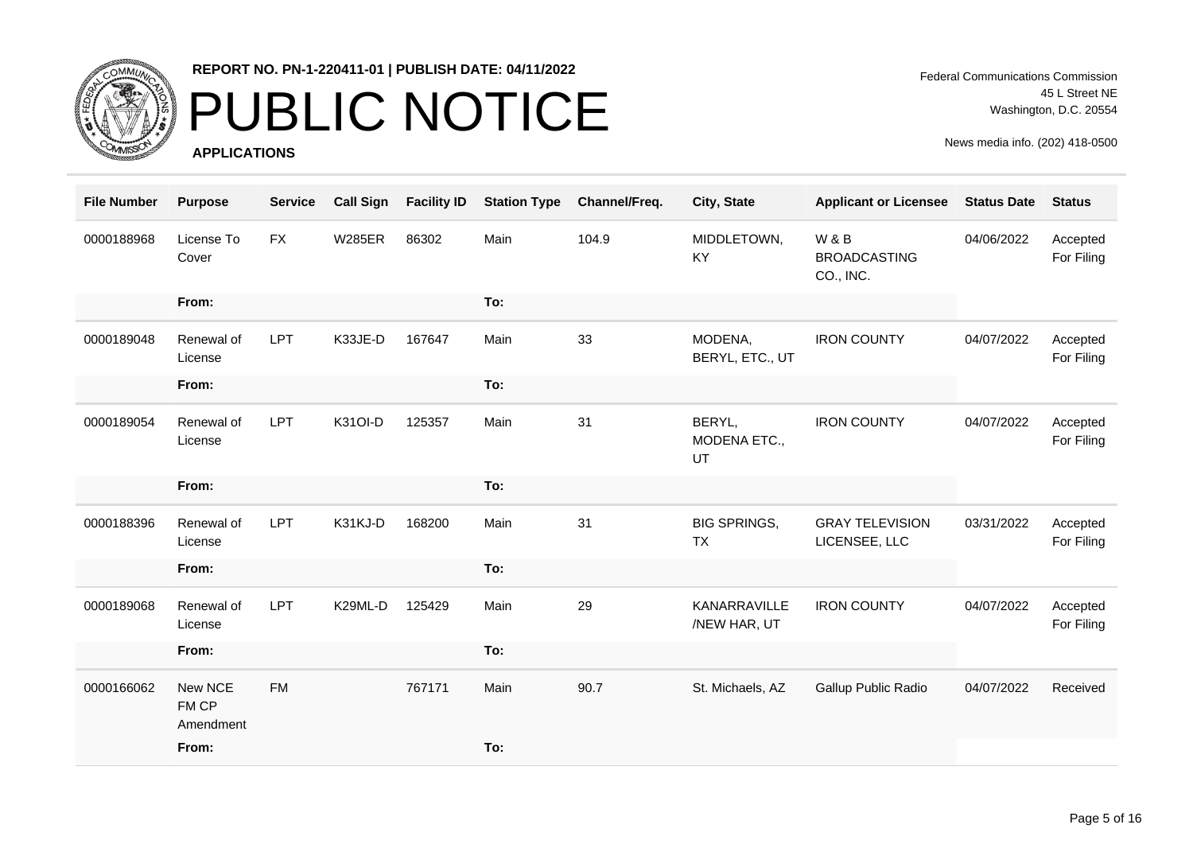**REPORT NO. PN-1-220411-01 | PUBLISH DATE: 04/11/2022**

# PUBLIC NOTICE

**APPLICATIONS**

Federal Communications Commission
45 L Street NE
Washington, D.C. 20554

News media info. (202) 418-0500

| File Number | Purpose | Service | Call Sign | Facility ID | Station Type | Channel/Freq. | City, State | Applicant or Licensee | Status Date | Status |
|---|---|---|---|---|---|---|---|---|---|---|
| 0000188968 | License To Cover | FX | W285ER | 86302 | Main | 104.9 | MIDDLETOWN, KY | W & B BROADCASTING CO., INC. | 04/06/2022 | Accepted For Filing |
| | From: | | | | To: | | | | | |
| 0000189048 | Renewal of License | LPT | K33JE-D | 167647 | Main | 33 | MODENA, BERYL, ETC., UT | IRON COUNTY | 04/07/2022 | Accepted For Filing |
| | From: | | | | To: | | | | | |
| 0000189054 | Renewal of License | LPT | K31OI-D | 125357 | Main | 31 | BERYL, MODENA ETC., UT | IRON COUNTY | 04/07/2022 | Accepted For Filing |
| | From: | | | | To: | | | | | |
| 0000188396 | Renewal of License | LPT | K31KJ-D | 168200 | Main | 31 | BIG SPRINGS, TX | GRAY TELEVISION LICENSEE, LLC | 03/31/2022 | Accepted For Filing |
| | From: | | | | To: | | | | | |
| 0000189068 | Renewal of License | LPT | K29ML-D | 125429 | Main | 29 | KANARRAVILLE /NEW HAR, UT | IRON COUNTY | 04/07/2022 | Accepted For Filing |
| | From: | | | | To: | | | | | |
| 0000166062 | New NCE FM CP Amendment | FM | | 767171 | Main | 90.7 | St. Michaels, AZ | Gallup Public Radio | 04/07/2022 | Received |
| | From: | | | | To: | | | | | |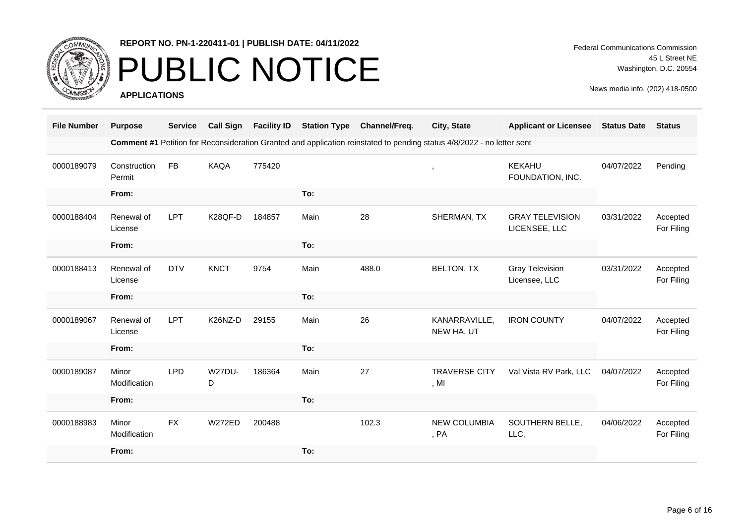REPORT NO. PN-1-220411-01 | PUBLISH DATE: 04/11/2022

# PUBLIC NOTICE

**APPLICATIONS**

Federal Communications Commission
45 L Street NE
Washington, D.C. 20554

News media info. (202) 418-0500

| File Number | Purpose | Service | Call Sign | Facility ID | Station Type | Channel/Freq. | City, State | Applicant or Licensee | Status Date | Status |
|---|---|---|---|---|---|---|---|---|---|---|
| | **Comment #1** Petition for Reconsideration Granted and application reinstated to pending status 4/8/2022 - no letter sent | | | | | | | | | |
| 0000189079 | Construction Permit | FB | KAQA | 775420 | | | , | KEKAHU FOUNDATION, INC. | 04/07/2022 | Pending |
| | From: | | | | To: | | | | | |
| 0000188404 | Renewal of License | LPT | K28QF-D | 184857 | Main | 28 | SHERMAN, TX | GRAY TELEVISION LICENSEE, LLC | 03/31/2022 | Accepted For Filing |
| | From: | | | | To: | | | | | |
| 0000188413 | Renewal of License | DTV | KNCT | 9754 | Main | 488.0 | BELTON, TX | Gray Television Licensee, LLC | 03/31/2022 | Accepted For Filing |
| | From: | | | | To: | | | | | |
| 0000189067 | Renewal of License | LPT | K26NZ-D | 29155 | Main | 26 | KANARRAVILLE, NEW HA, UT | IRON COUNTY | 04/07/2022 | Accepted For Filing |
| | From: | | | | To: | | | | | |
| 0000189087 | Minor Modification | LPD | W27DU-D | 186364 | Main | 27 | TRAVERSE CITY, MI | Val Vista RV Park, LLC | 04/07/2022 | Accepted For Filing |
| | From: | | | | To: | | | | | |
| 0000188983 | Minor Modification | FX | W272ED | 200488 | | 102.3 | NEW COLUMBIA, PA | SOUTHERN BELLE, LLC, | 04/06/2022 | Accepted For Filing |
| | From: | | | | To: | | | | | |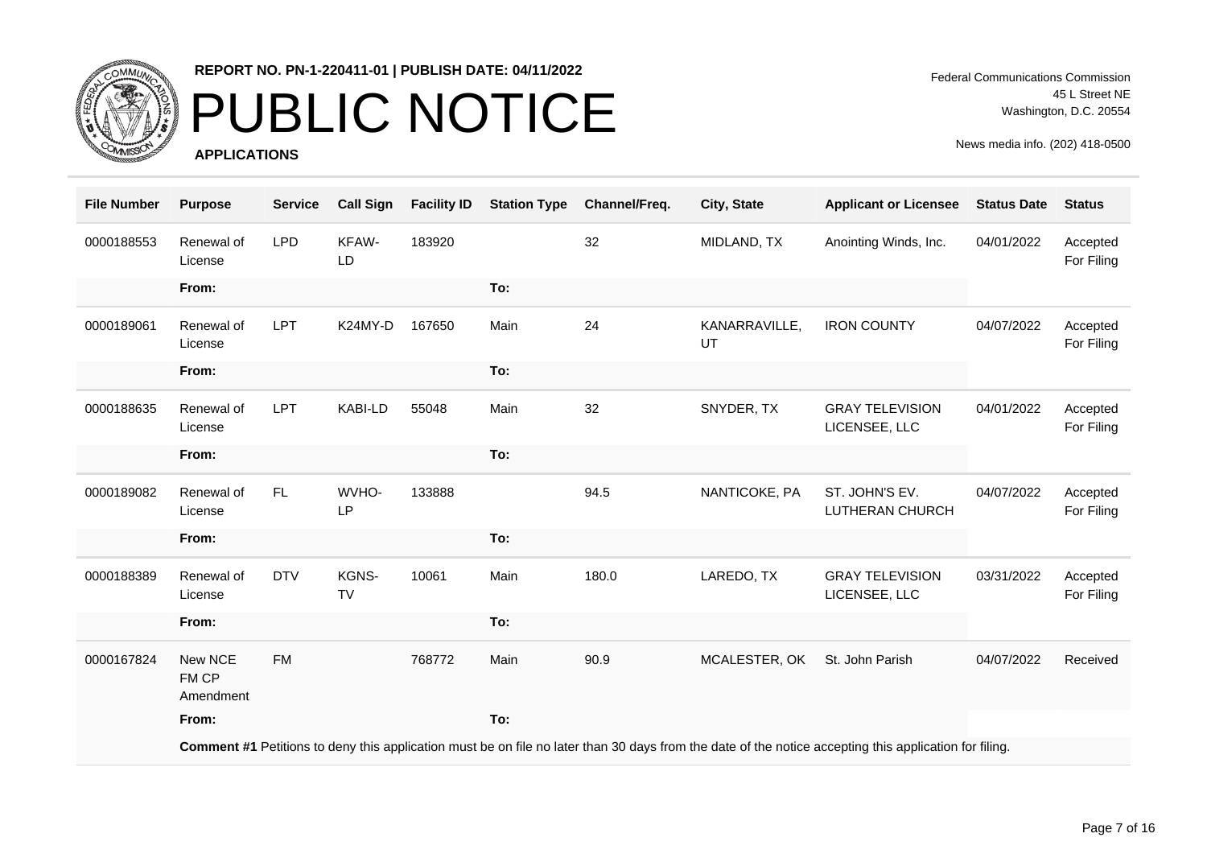REPORT NO. PN-1-220411-01 | PUBLISH DATE: 04/11/2022

# PUBLIC NOTICE

**APPLICATIONS**

Federal Communications Commission
45 L Street NE
Washington, D.C. 20554

News media info. (202) 418-0500

| File Number | Purpose | Service | Call Sign | Facility ID | Station Type | Channel/Freq. | City, State | Applicant or Licensee | Status Date | Status |
|---|---|---|---|---|---|---|---|---|---|---|
| 0000188553 | Renewal of License | LPD | KFAW-LD | 183920 | | 32 | MIDLAND, TX | Anointing Winds, Inc. | 04/01/2022 | Accepted For Filing |
| | From: | | | | To: | | | | | |
| 0000189061 | Renewal of License | LPT | K24MY-D | 167650 | Main | 24 | KANARRAVILLE, UT | IRON COUNTY | 04/07/2022 | Accepted For Filing |
| | From: | | | | To: | | | | | |
| 0000188635 | Renewal of License | LPT | KABI-LD | 55048 | Main | 32 | SNYDER, TX | GRAY TELEVISION LICENSEE, LLC | 04/01/2022 | Accepted For Filing |
| | From: | | | | To: | | | | | |
| 0000189082 | Renewal of License | FL | WVHO-LP | 133888 | | 94.5 | NANTICOKE, PA | ST. JOHN'S EV. LUTHERAN CHURCH | 04/07/2022 | Accepted For Filing |
| | From: | | | | To: | | | | | |
| 0000188389 | Renewal of License | DTV | KGNS-TV | 10061 | Main | 180.0 | LAREDO, TX | GRAY TELEVISION LICENSEE, LLC | 03/31/2022 | Accepted For Filing |
| | From: | | | | To: | | | | | |
| 0000167824 | New NCE FM CP Amendment | FM | | 768772 | Main | 90.9 | MCALESTER, OK | St. John Parish | 04/07/2022 | Received |
| | From: | | | | To: | | | | | |
| | **Comment #1** Petitions to deny this application must be on file no later than 30 days from the date of the notice accepting this application for filing. | | | | | | | | | |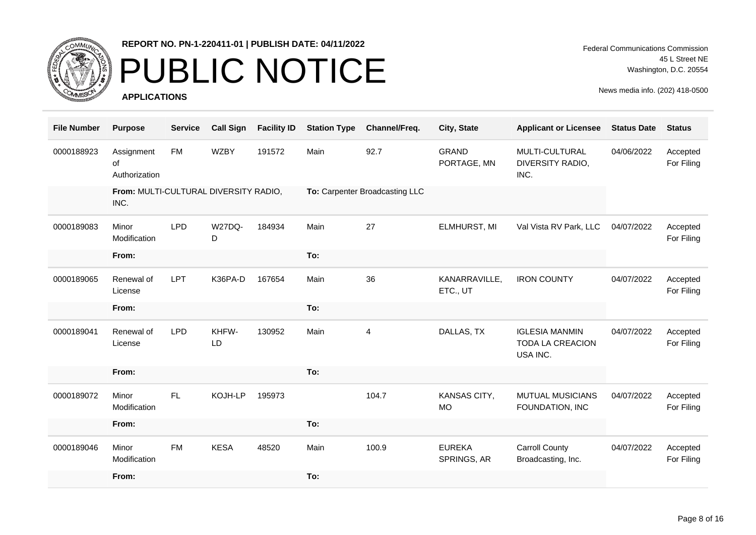| File Number | Purpose | Service | Call Sign | Facility ID | Station Type | Channel/Freq. | City, State | Applicant or Licensee | Status Date | Status |
|---|---|---|---|---|---|---|---|---|---|---|
| 0000188923 | Assignment of Authorization | FM | WZBY | 191572 | Main | 92.7 | GRAND PORTAGE, MN | MULTI-CULTURAL DIVERSITY RADIO, INC. | 04/06/2022 | Accepted For Filing |
| | **From:** MULTI-CULTURAL DIVERSITY RADIO, INC. | | | | **To:** Carpenter Broadcasting LLC | | | | | |
| 0000189083 | Minor Modification | LPD | W27DQ-D | 184934 | Main | 27 | ELMHURST, MI | Val Vista RV Park, LLC | 04/07/2022 | Accepted For Filing |
| | **From:** | | | | **To:** | | | | | |
| 0000189065 | Renewal of License | LPT | K36PA-D | 167654 | Main | 36 | KANARRAVILLE, ETC., UT | IRON COUNTY | 04/07/2022 | Accepted For Filing |
| | **From:** | | | | **To:** | | | | | |
| 0000189041 | Renewal of License | LPD | KHFW-LD | 130952 | Main | 4 | DALLAS, TX | IGLESIA MANMIN TODA LA CREACION USA INC. | 04/07/2022 | Accepted For Filing |
| | **From:** | | | | **To:** | | | | | |
| 0000189072 | Minor Modification | FL | KOJH-LP | 195973 | | 104.7 | KANSAS CITY, MO | MUTUAL MUSICIANS FOUNDATION, INC | 04/07/2022 | Accepted For Filing |
| | **From:** | | | | **To:** | | | | | |
| 0000189046 | Minor Modification | FM | KESA | 48520 | Main | 100.9 | EUREKA SPRINGS, AR | Carroll County Broadcasting, Inc. | 04/07/2022 | Accepted For Filing |
| | **From:** | | | | **To:** | | | | | |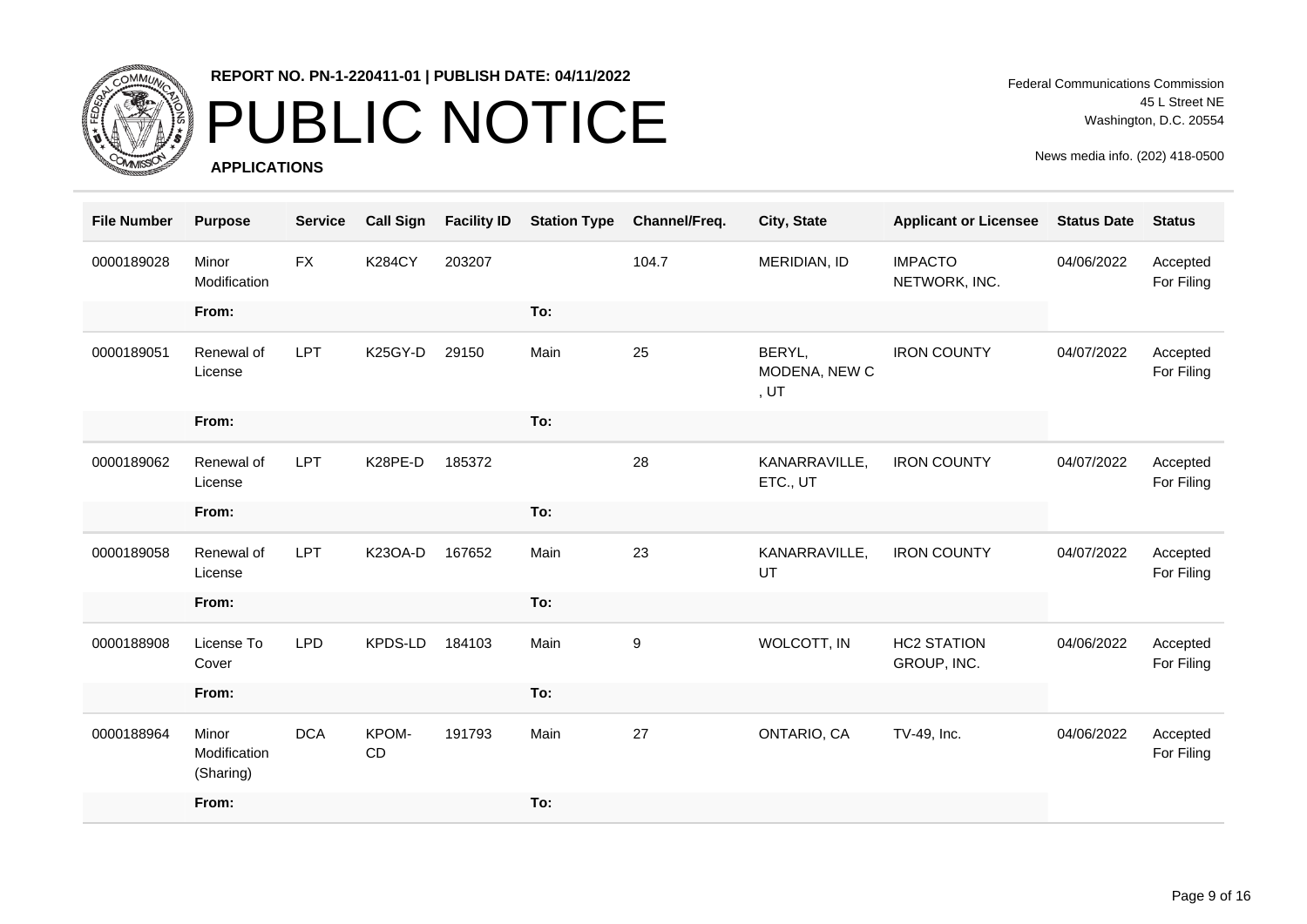**REPORT NO. PN-1-220411-01 | PUBLISH DATE: 04/11/2022**

# PUBLIC NOTICE

**APPLICATIONS**

Federal Communications Commission
45 L Street NE
Washington, D.C. 20554

News media info. (202) 418-0500

| File Number | Purpose | Service | Call Sign | Facility ID | Station Type | Channel/Freq. | City, State | Applicant or Licensee | Status Date | Status |
|---|---|---|---|---|---|---|---|---|---|---|
| 0000189028 | Minor Modification | FX | K284CY | 203207 | | 104.7 | MERIDIAN, ID | IMPACTO NETWORK, INC. | 04/06/2022 | Accepted For Filing |
| | From: | | | | To: | | | | | |
| 0000189051 | Renewal of License | LPT | K25GY-D | 29150 | Main | 25 | BERYL, MODENA, NEW C , UT | IRON COUNTY | 04/07/2022 | Accepted For Filing |
| | From: | | | | To: | | | | | |
| 0000189062 | Renewal of License | LPT | K28PE-D | 185372 | | 28 | KANARRAVILLE, ETC., UT | IRON COUNTY | 04/07/2022 | Accepted For Filing |
| | From: | | | | To: | | | | | |
| 0000189058 | Renewal of License | LPT | K23OA-D | 167652 | Main | 23 | KANARRAVILLE, UT | IRON COUNTY | 04/07/2022 | Accepted For Filing |
| | From: | | | | To: | | | | | |
| 0000188908 | License To Cover | LPD | KPDS-LD | 184103 | Main | 9 | WOLCOTT, IN | HC2 STATION GROUP, INC. | 04/06/2022 | Accepted For Filing |
| | From: | | | | To: | | | | | |
| 0000188964 | Minor Modification (Sharing) | DCA | KPOM-CD | 191793 | Main | 27 | ONTARIO, CA | TV-49, Inc. | 04/06/2022 | Accepted For Filing |
| | From: | | | | To: | | | | | |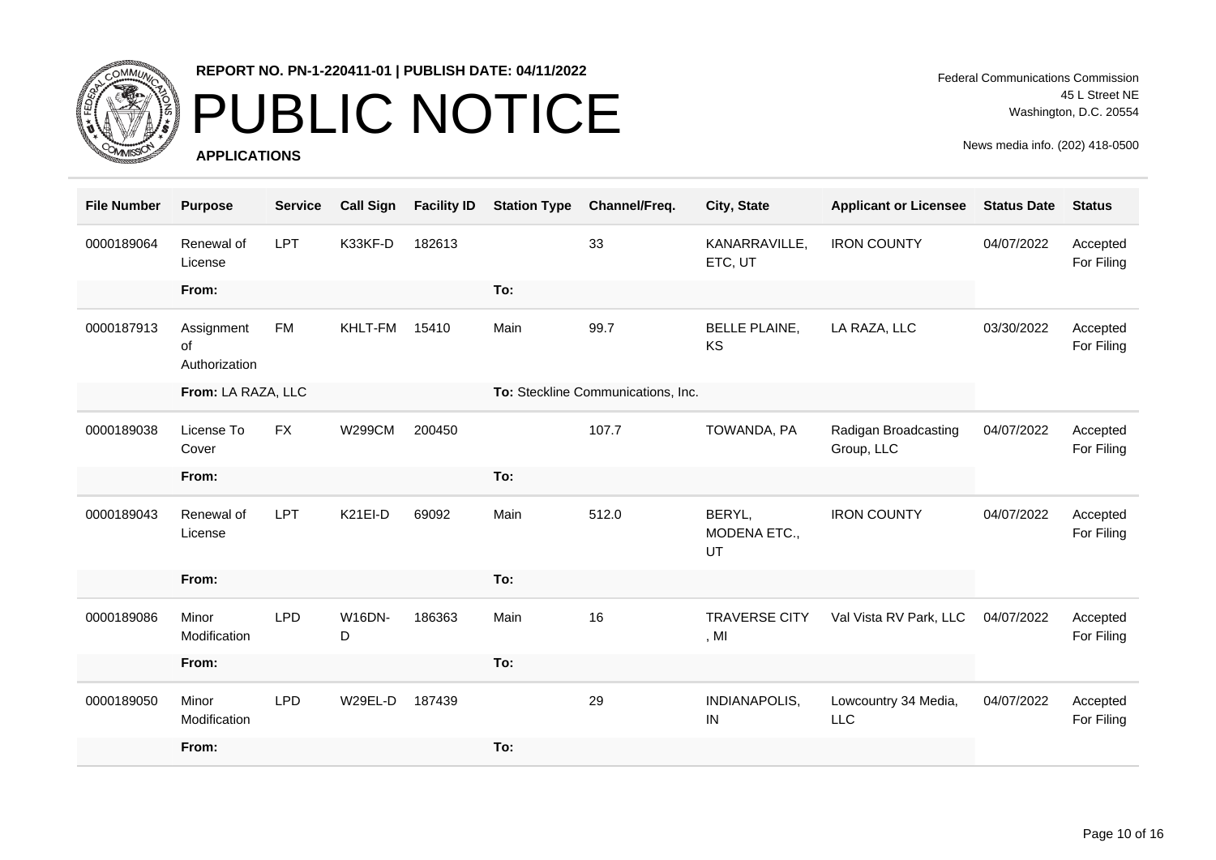**REPORT NO. PN-1-220411-01 | PUBLISH DATE: 04/11/2022**

# PUBLIC NOTICE

**APPLICATIONS**

Federal Communications Commission
45 L Street NE
Washington, D.C. 20554

News media info. (202) 418-0500

| File Number | Purpose | Service | Call Sign | Facility ID | Station Type | Channel/Freq. | City, State | Applicant or Licensee | Status Date | Status |
|---|---|---|---|---|---|---|---|---|---|---|
| 0000189064 | Renewal of License | LPT | K33KF-D | 182613 | | 33 | KANARRAVILLE, ETC, UT | IRON COUNTY | 04/07/2022 | Accepted For Filing |
| | From: | | | | To: | | | | | |
| 0000187913 | Assignment of Authorization | FM | KHLT-FM | 15410 | Main | 99.7 | BELLE PLAINE, KS | LA RAZA, LLC | 03/30/2022 | Accepted For Filing |
| | From: LA RAZA, LLC | | | | To: Steckline Communications, Inc. | | | | | |
| 0000189038 | License To Cover | FX | W299CM | 200450 | | 107.7 | TOWANDA, PA | Radigan Broadcasting Group, LLC | 04/07/2022 | Accepted For Filing |
| | From: | | | | To: | | | | | |
| 0000189043 | Renewal of License | LPT | K21EI-D | 69092 | Main | 512.0 | BERYL, MODENA ETC., UT | IRON COUNTY | 04/07/2022 | Accepted For Filing |
| | From: | | | | To: | | | | | |
| 0000189086 | Minor Modification | LPD | W16DN-D | 186363 | Main | 16 | TRAVERSE CITY , MI | Val Vista RV Park, LLC | 04/07/2022 | Accepted For Filing |
| | From: | | | | To: | | | | | |
| 0000189050 | Minor Modification | LPD | W29EL-D | 187439 | | 29 | INDIANAPOLIS, IN | Lowcountry 34 Media, LLC | 04/07/2022 | Accepted For Filing |
| | From: | | | | To: | | | | | |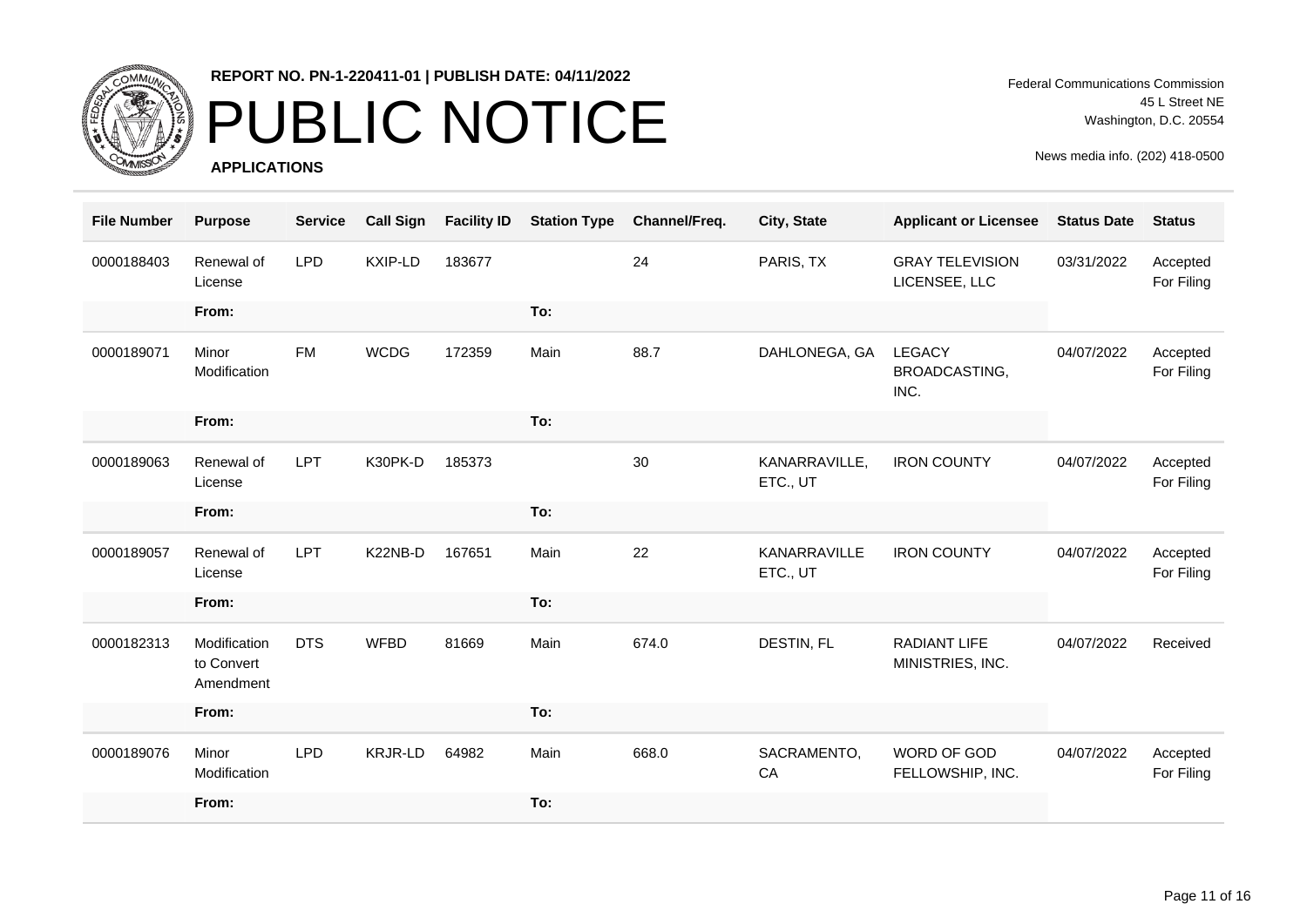**REPORT NO. PN-1-220411-01 | PUBLISH DATE: 04/11/2022**

# PUBLIC NOTICE

**APPLICATIONS**

Federal Communications Commission
45 L Street NE
Washington, D.C. 20554

News media info. (202) 418-0500

| File Number | Purpose | Service | Call Sign | Facility ID | Station Type | Channel/Freq. | City, State | Applicant or Licensee | Status Date | Status |
|---|---|---|---|---|---|---|---|---|---|---|
| 0000188403 | Renewal of License | LPD | KXIP-LD | 183677 | | 24 | PARIS, TX | GRAY TELEVISION LICENSEE, LLC | 03/31/2022 | Accepted For Filing |
| | From: | | | | To: | | | | | |
| 0000189071 | Minor Modification | FM | WCDG | 172359 | Main | 88.7 | DAHLONEGA, GA | LEGACY BROADCASTING, INC. | 04/07/2022 | Accepted For Filing |
| | From: | | | | To: | | | | | |
| 0000189063 | Renewal of License | LPT | K30PK-D | 185373 | | 30 | KANARRAVILLE, ETC., UT | IRON COUNTY | 04/07/2022 | Accepted For Filing |
| | From: | | | | To: | | | | | |
| 0000189057 | Renewal of License | LPT | K22NB-D | 167651 | Main | 22 | KANARRAVILLE ETC., UT | IRON COUNTY | 04/07/2022 | Accepted For Filing |
| | From: | | | | To: | | | | | |
| 0000182313 | Modification to Convert Amendment | DTS | WFBD | 81669 | Main | 674.0 | DESTIN, FL | RADIANT LIFE MINISTRIES, INC. | 04/07/2022 | Received |
| | From: | | | | To: | | | | | |
| 0000189076 | Minor Modification | LPD | KRJR-LD | 64982 | Main | 668.0 | SACRAMENTO, CA | WORD OF GOD FELLOWSHIP, INC. | 04/07/2022 | Accepted For Filing |
| | From: | | | | To: | | | | | |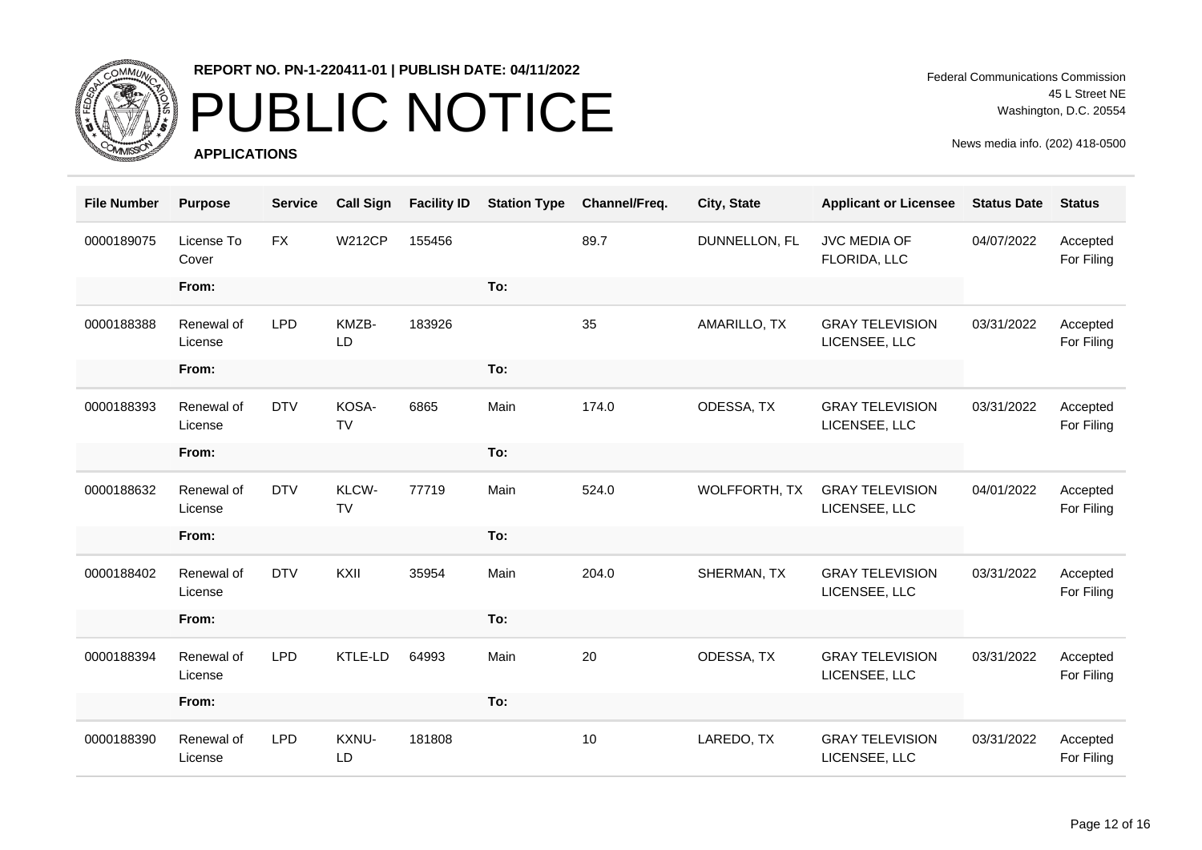| File Number | Purpose | Service | Call Sign | Facility ID | Station Type | Channel/Freq. | City, State | Applicant or Licensee | Status Date | Status |
|---|---|---|---|---|---|---|---|---|---|---|
| 0000189075 | License To Cover | FX | W212CP | 155456 | | 89.7 | DUNNELLON, FL | JVC MEDIA OF FLORIDA, LLC | 04/07/2022 | Accepted For Filing |
| | From: | | | | To: | | | | | |
| 0000188388 | Renewal of License | LPD | KMZB-LD | 183926 | | 35 | AMARILLO, TX | GRAY TELEVISION LICENSEE, LLC | 03/31/2022 | Accepted For Filing |
| | From: | | | | To: | | | | | |
| 0000188393 | Renewal of License | DTV | KOSA-TV | 6865 | Main | 174.0 | ODESSA, TX | GRAY TELEVISION LICENSEE, LLC | 03/31/2022 | Accepted For Filing |
| | From: | | | | To: | | | | | |
| 0000188632 | Renewal of License | DTV | KLCW-TV | 77719 | Main | 524.0 | WOLFFORTH, TX | GRAY TELEVISION LICENSEE, LLC | 04/01/2022 | Accepted For Filing |
| | From: | | | | To: | | | | | |
| 0000188402 | Renewal of License | DTV | KXII | 35954 | Main | 204.0 | SHERMAN, TX | GRAY TELEVISION LICENSEE, LLC | 03/31/2022 | Accepted For Filing |
| | From: | | | | To: | | | | | |
| 0000188394 | Renewal of License | LPD | KTLE-LD | 64993 | Main | 20 | ODESSA, TX | GRAY TELEVISION LICENSEE, LLC | 03/31/2022 | Accepted For Filing |
| | From: | | | | To: | | | | | |
| 0000188390 | Renewal of License | LPD | KXNU-LD | 181808 | | 10 | LAREDO, TX | GRAY TELEVISION LICENSEE, LLC | 03/31/2022 | Accepted For Filing |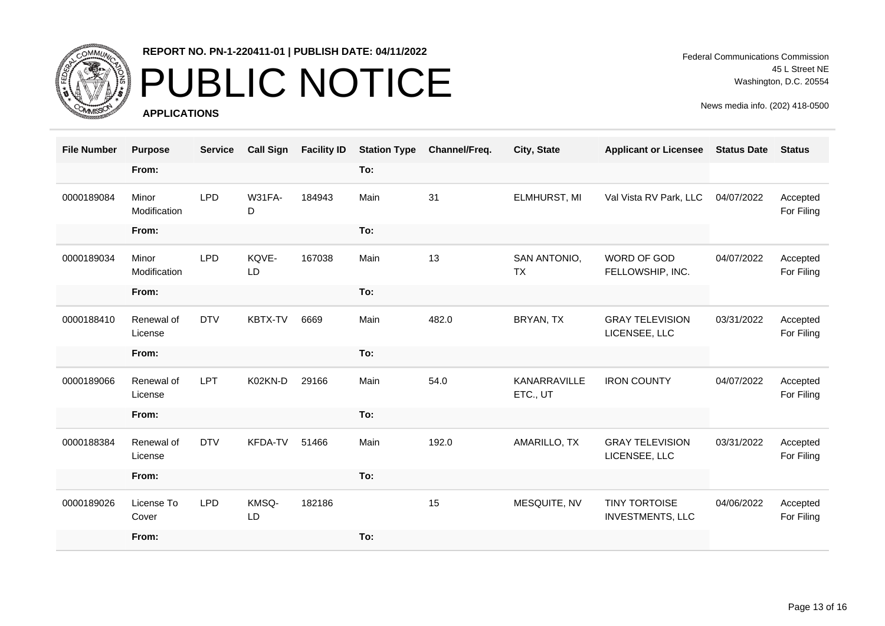**REPORT NO. PN-1-220411-01 | PUBLISH DATE: 04/11/2022**

# PUBLIC NOTICE

**APPLICATIONS**

Federal Communications Commission
45 L Street NE
Washington, D.C. 20554

News media info. (202) 418-0500

| File Number | Purpose | Service | Call Sign | Facility ID | Station Type | Channel/Freq. | City, State | Applicant or Licensee | Status Date | Status |
|---|---|---|---|---|---|---|---|---|---|---|
| | From: | | | | To: | | | | | |
| 0000189084 | Minor Modification | LPD | W31FA-D | 184943 | Main | 31 | ELMHURST, MI | Val Vista RV Park, LLC | 04/07/2022 | Accepted For Filing |
| | From: | | | | To: | | | | | |
| 0000189034 | Minor Modification | LPD | KQVE-LD | 167038 | Main | 13 | SAN ANTONIO, TX | WORD OF GOD FELLOWSHIP, INC. | 04/07/2022 | Accepted For Filing |
| | From: | | | | To: | | | | | |
| 0000188410 | Renewal of License | DTV | KBTX-TV | 6669 | Main | 482.0 | BRYAN, TX | GRAY TELEVISION LICENSEE, LLC | 03/31/2022 | Accepted For Filing |
| | From: | | | | To: | | | | | |
| 0000189066 | Renewal of License | LPT | K02KN-D | 29166 | Main | 54.0 | KANARRAVILLE ETC., UT | IRON COUNTY | 04/07/2022 | Accepted For Filing |
| | From: | | | | To: | | | | | |
| 0000188384 | Renewal of License | DTV | KFDA-TV | 51466 | Main | 192.0 | AMARILLO, TX | GRAY TELEVISION LICENSEE, LLC | 03/31/2022 | Accepted For Filing |
| | From: | | | | To: | | | | | |
| 0000189026 | License To Cover | LPD | KMSQ-LD | 182186 | | 15 | MESQUITE, NV | TINY TORTOISE INVESTMENTS, LLC | 04/06/2022 | Accepted For Filing |
| | From: | | | | To: | | | | | |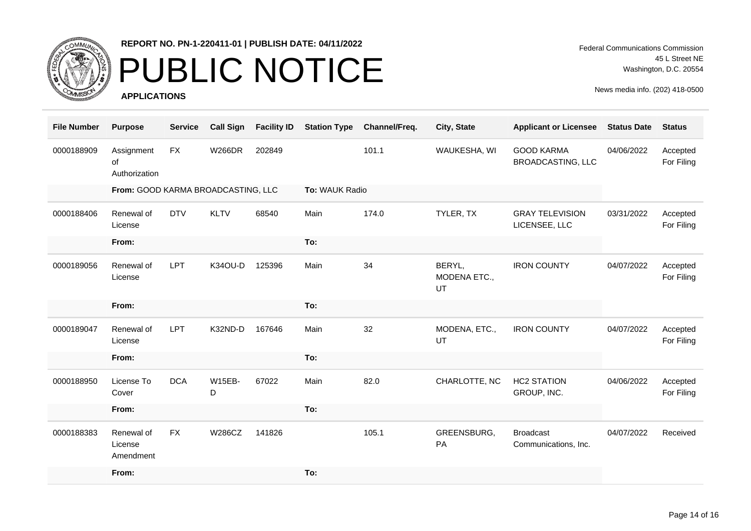**REPORT NO. PN-1-220411-01 | PUBLISH DATE: 04/11/2022**

# PUBLIC NOTICE

**APPLICATIONS**

Federal Communications Commission
45 L Street NE
Washington, D.C. 20554

News media info. (202) 418-0500

| File Number | Purpose | Service | Call Sign | Facility ID | Station Type | Channel/Freq. | City, State | Applicant or Licensee | Status Date | Status |
|---|---|---|---|---|---|---|---|---|---|---|
| 0000188909 | Assignment of Authorization | FX | W266DR | 202849 | | 101.1 | WAUKESHA, WI | GOOD KARMA BROADCASTING, LLC | 04/06/2022 | Accepted For Filing |
| | From: GOOD KARMA BROADCASTING, LLC | | | | To: WAUK Radio | | | | | |
| 0000188406 | Renewal of License | DTV | KLTV | 68540 | Main | 174.0 | TYLER, TX | GRAY TELEVISION LICENSEE, LLC | 03/31/2022 | Accepted For Filing |
| | From: | | | | To: | | | | | |
| 0000189056 | Renewal of License | LPT | K34OU-D | 125396 | Main | 34 | BERYL, MODENA ETC., UT | IRON COUNTY | 04/07/2022 | Accepted For Filing |
| | From: | | | | To: | | | | | |
| 0000189047 | Renewal of License | LPT | K32ND-D | 167646 | Main | 32 | MODENA, ETC., UT | IRON COUNTY | 04/07/2022 | Accepted For Filing |
| | From: | | | | To: | | | | | |
| 0000188950 | License To Cover | DCA | W15EB-D | 67022 | Main | 82.0 | CHARLOTTE, NC | HC2 STATION GROUP, INC. | 04/06/2022 | Accepted For Filing |
| | From: | | | | To: | | | | | |
| 0000188383 | Renewal of License Amendment | FX | W286CZ | 141826 | | 105.1 | GREENSBURG, PA | Broadcast Communications, Inc. | 04/07/2022 | Received |
| | From: | | | | To: | | | | | |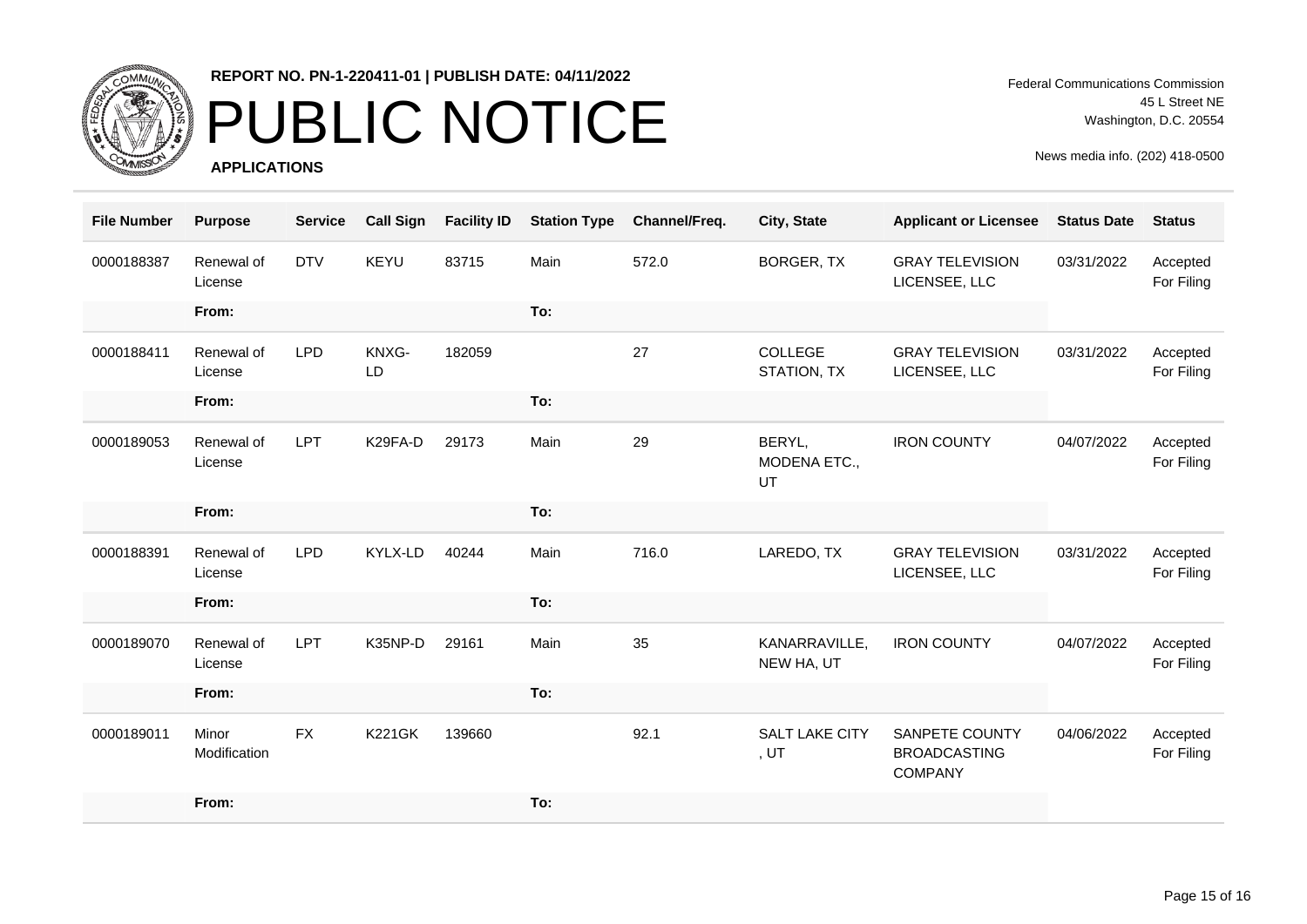**REPORT NO. PN-1-220411-01 | PUBLISH DATE: 04/11/2022**

# PUBLIC NOTICE

**APPLICATIONS**

Federal Communications Commission
45 L Street NE
Washington, D.C. 20554

News media info. (202) 418-0500

| File Number | Purpose | Service | Call Sign | Facility ID | Station Type | Channel/Freq. | City, State | Applicant or Licensee | Status Date | Status |
|---|---|---|---|---|---|---|---|---|---|---|
| 0000188387 | Renewal of License | DTV | KEYU | 83715 | Main | 572.0 | BORGER, TX | GRAY TELEVISION LICENSEE, LLC | 03/31/2022 | Accepted For Filing |
| | From: | | | | To: | | | | | |
| 0000188411 | Renewal of License | LPD | KNXG-LD | 182059 | | 27 | COLLEGE STATION, TX | GRAY TELEVISION LICENSEE, LLC | 03/31/2022 | Accepted For Filing |
| | From: | | | | To: | | | | | |
| 0000189053 | Renewal of License | LPT | K29FA-D | 29173 | Main | 29 | BERYL, MODENA ETC., UT | IRON COUNTY | 04/07/2022 | Accepted For Filing |
| | From: | | | | To: | | | | | |
| 0000188391 | Renewal of License | LPD | KYLX-LD | 40244 | Main | 716.0 | LAREDO, TX | GRAY TELEVISION LICENSEE, LLC | 03/31/2022 | Accepted For Filing |
| | From: | | | | To: | | | | | |
| 0000189070 | Renewal of License | LPT | K35NP-D | 29161 | Main | 35 | KANARRAVILLE, NEW HA, UT | IRON COUNTY | 04/07/2022 | Accepted For Filing |
| | From: | | | | To: | | | | | |
| 0000189011 | Minor Modification | FX | K221GK | 139660 | | 92.1 | SALT LAKE CITY , UT | SANPETE COUNTY BROADCASTING COMPANY | 04/06/2022 | Accepted For Filing |
| | From: | | | | To: | | | | | |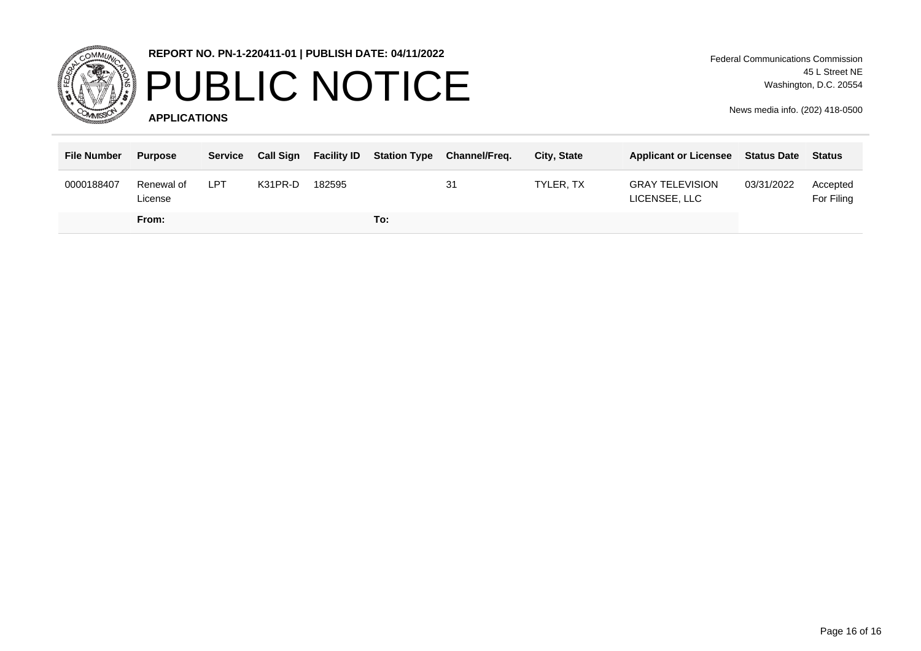**REPORT NO. PN-1-220411-01 | PUBLISH DATE: 04/11/2022**

# PUBLIC NOTICE

**APPLICATIONS**

Federal Communications Commission
45 L Street NE
Washington, D.C. 20554

News media info. (202) 418-0500

| File Number | Purpose | Service | Call Sign | Facility ID | Station Type | Channel/Freq. | City, State | Applicant or Licensee | Status Date | Status |
|---|---|---|---|---|---|---|---|---|---|---|
| 0000188407 | Renewal of License | LPT | K31PR-D | 182595 | | 31 | TYLER, TX | GRAY TELEVISION LICENSEE, LLC | 03/31/2022 | Accepted For Filing |
| | **From:** | | | | **To:** | | | | | |